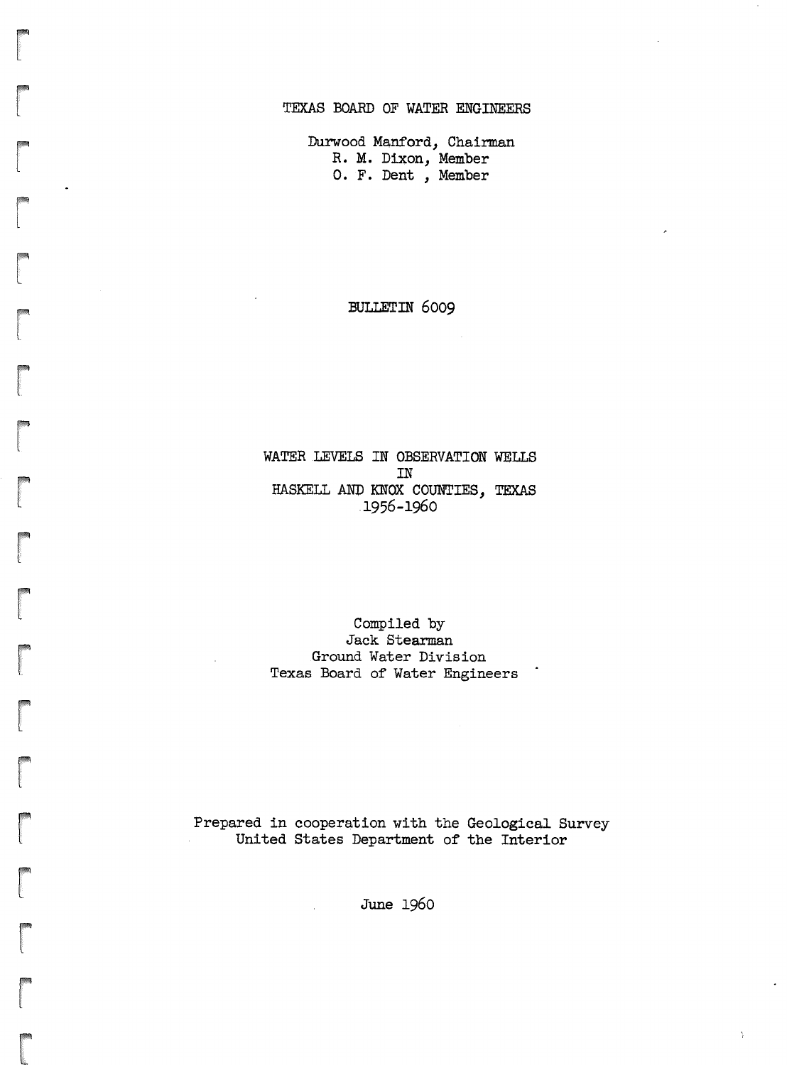TEXAS BOARD OF WATER ENGINEERS

Durwood Manford, Chairman
R. M. Dixon, Member
O. F. Dent , Member

BULLETIN 6009

# WATER LEVELS IN OBSERVATION WELLS IN HASKELL AND KNOX COUNTIES, TEXAS 1956-1960

Compiled by
Jack Stearman
Ground Water Division
Texas Board of Water Engineers

Prepared in cooperation with the Geological Survey
United States Department of the Interior

June 1960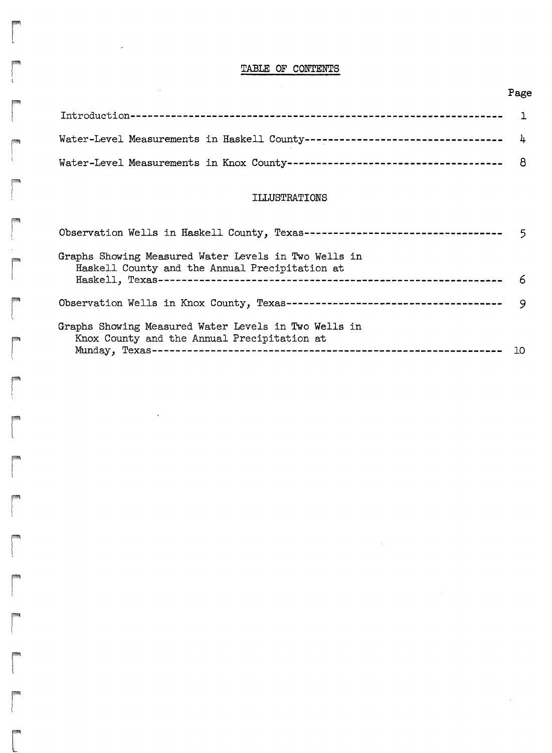# TABLE OF CONTENTS

| | Page |
|---|---|
| Introduction | 1 |
| Water-Level Measurements in Haskell County | 4 |
| Water-Level Measurements in Knox County | 8 |

## ILLUSTRATIONS

| | Page |
|---|---|
| Observation Wells in Haskell County, Texas | 5 |
| Graphs Showing Measured Water Levels in Two Wells in Haskell County and the Annual Precipitation at Haskell, Texas | 6 |
| Observation Wells in Knox County, Texas | 9 |
| Graphs Showing Measured Water Levels in Two Wells in Knox County and the Annual Precipitation at Munday, Texas | 10 |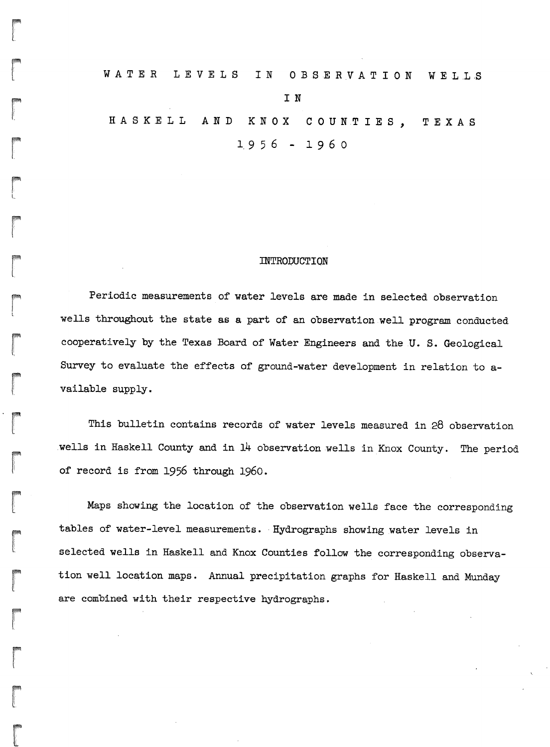# WATER LEVELS IN OBSERVATION WELLS IN HASKELL AND KNOX COUNTIES, TEXAS 1956 - 1960

## INTRODUCTION

Periodic measurements of water levels are made in selected observation wells throughout the state as a part of an observation well program conducted cooperatively by the Texas Board of Water Engineers and the U. S. Geological Survey to evaluate the effects of ground-water development in relation to available supply.

This bulletin contains records of water levels measured in 28 observation wells in Haskell County and in 14 observation wells in Knox County. The period of record is from 1956 through 1960.

Maps showing the location of the observation wells face the corresponding tables of water-level measurements. Hydrographs showing water levels in selected wells in Haskell and Knox Counties follow the corresponding observation well location maps. Annual precipitation graphs for Haskell and Munday are combined with their respective hydrographs.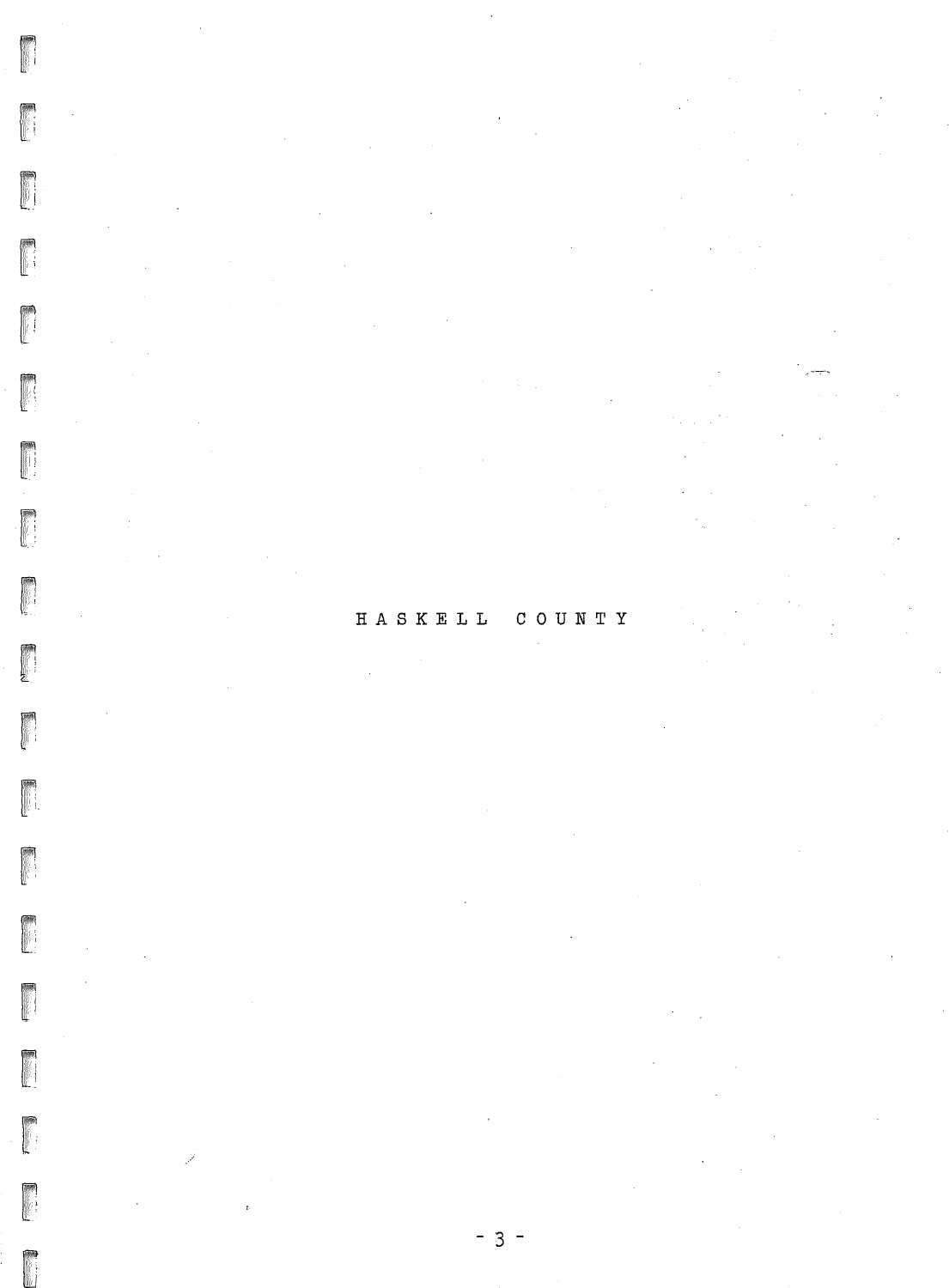# HASKELL COUNTY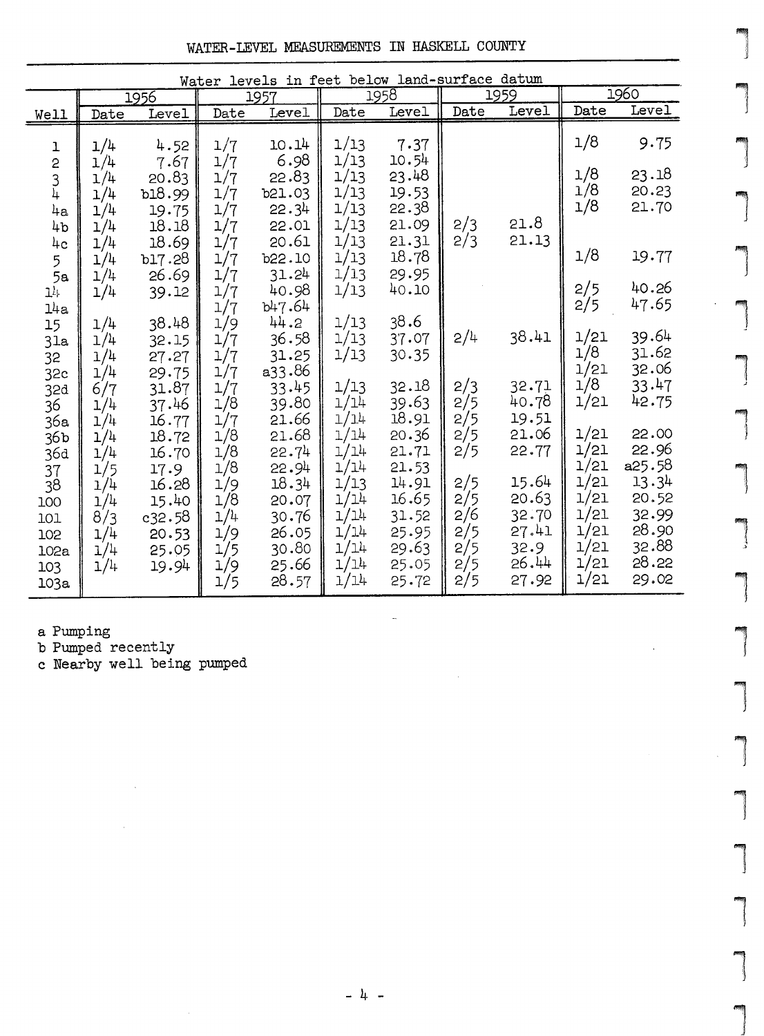# WATER-LEVEL MEASUREMENTS IN HASKELL COUNTY

Water levels in feet below land-surface datum

| Well | 1956 | | 1957 | | 1958 | | 1959 | | 1960 | |
|---|---|---|---|---|---|---|---|---|---|---|
| | Date | Level | Date | Level | Date | Level | Date | Level | Date | Level |
| 1 | 1/4 | 4.52 | 1/7 | 10.14 | 1/13 | 7.37 | | | 1/8 | 9.75 |
| 2 | 1/4 | 7.67 | 1/7 | 6.98 | 1/13 | 10.54 | | | | |
| 3 | 1/4 | 20.83 | 1/7 | 22.83 | 1/13 | 23.48 | | | 1/8 | 23.18 |
| 4 | 1/4 | b18.99 | 1/7 | b21.03 | 1/13 | 19.53 | | | 1/8 | 20.23 |
| 4a | 1/4 | 19.75 | 1/7 | 22.34 | 1/13 | 22.38 | | | 1/8 | 21.70 |
| 4b | 1/4 | 18.18 | 1/7 | 22.01 | 1/13 | 21.09 | 2/3 | 21.8 | | |
| 4c | 1/4 | 18.69 | 1/7 | 20.61 | 1/13 | 21.31 | 2/3 | 21.13 | | |
| 5 | 1/4 | b17.28 | 1/7 | b22.10 | 1/13 | 18.78 | | | 1/8 | 19.77 |
| 5a | 1/4 | 26.69 | 1/7 | 31.24 | 1/13 | 29.95 | | | | |
| 14 | 1/4 | 39.12 | 1/7 | 40.98 | 1/13 | 40.10 | | | 2/5 | 40.26 |
| 14a | | | 1/7 | b47.64 | | | | | 2/5 | 47.65 |
| 15 | 1/4 | 38.48 | 1/9 | 44.2 | 1/13 | 38.6 | | | | |
| 31a | 1/4 | 32.15 | 1/7 | 36.58 | 1/13 | 37.07 | 2/4 | 38.41 | 1/21 | 39.64 |
| 32 | 1/4 | 27.27 | 1/7 | 31.25 | 1/13 | 30.35 | | | 1/8 | 31.62 |
| 32c | 1/4 | 29.75 | 1/7 | a33.86 | | | | | 1/21 | 32.06 |
| 32d | 6/7 | 31.87 | 1/7 | 33.45 | 1/13 | 32.18 | 2/3 | 32.71 | 1/8 | 33.47 |
| 36 | 1/4 | 37.46 | 1/8 | 39.80 | 1/14 | 39.63 | 2/5 | 40.78 | 1/21 | 42.75 |
| 36a | 1/4 | 16.77 | 1/7 | 21.66 | 1/14 | 18.91 | 2/5 | 19.51 | | |
| 36b | 1/4 | 18.72 | 1/8 | 21.68 | 1/14 | 20.36 | 2/5 | 21.06 | 1/21 | 22.00 |
| 36d | 1/4 | 16.70 | 1/8 | 22.74 | 1/14 | 21.71 | 2/5 | 22.77 | 1/21 | 22.96 |
| 37 | 1/5 | 17.9 | 1/8 | 22.94 | 1/14 | 21.53 | | | 1/21 | a25.58 |
| 38 | 1/4 | 16.28 | 1/9 | 18.34 | 1/13 | 14.91 | 2/5 | 15.64 | 1/21 | 13.34 |
| 100 | 1/4 | 15.40 | 1/8 | 20.07 | 1/14 | 16.65 | 2/5 | 20.63 | 1/21 | 20.52 |
| 101 | 8/3 | c32.58 | 1/4 | 30.76 | 1/14 | 31.52 | 2/6 | 32.70 | 1/21 | 32.99 |
| 102 | 1/4 | 20.53 | 1/9 | 26.05 | 1/14 | 25.95 | 2/5 | 27.41 | 1/21 | 28.90 |
| 102a | 1/4 | 25.05 | 1/5 | 30.80 | 1/14 | 29.63 | 2/5 | 32.9 | 1/21 | 32.88 |
| 103 | 1/4 | 19.94 | 1/9 | 25.66 | 1/14 | 25.05 | 2/5 | 26.44 | 1/21 | 28.22 |
| 103a | | | 1/5 | 28.57 | 1/14 | 25.72 | 2/5 | 27.92 | 1/21 | 29.02 |

a Pumping
b Pumped recently
c Nearby well being pumped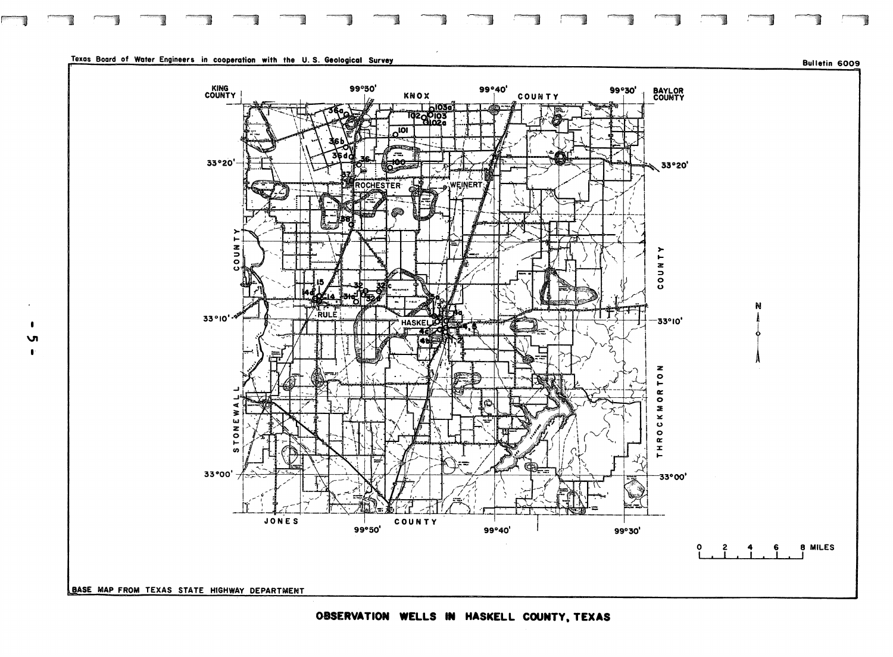Texas Board of Water Engineers in cooperation with the U. S. Geological Survey

Bulletin 6009

KING COUNTY

KNOX COUNTY

BAYLOR COUNTY

STONEWALL COUNTY

THROCKMORTON COUNTY

JONES COUNTY

99°50' 99°40' 99°30'

33°20' 33°10' 33°00'

ROCHESTER WEINERT RULE HASKELL

36a 36b 36d 36 37 58 100 101 102 102a 103 103a 15 14 14d 31c 32 32c 32d 4a 4c 4b 4 5

0 2 4 6 8 MILES

BASE MAP FROM TEXAS STATE HIGHWAY DEPARTMENT

**OBSERVATION WELLS IN HASKELL COUNTY, TEXAS**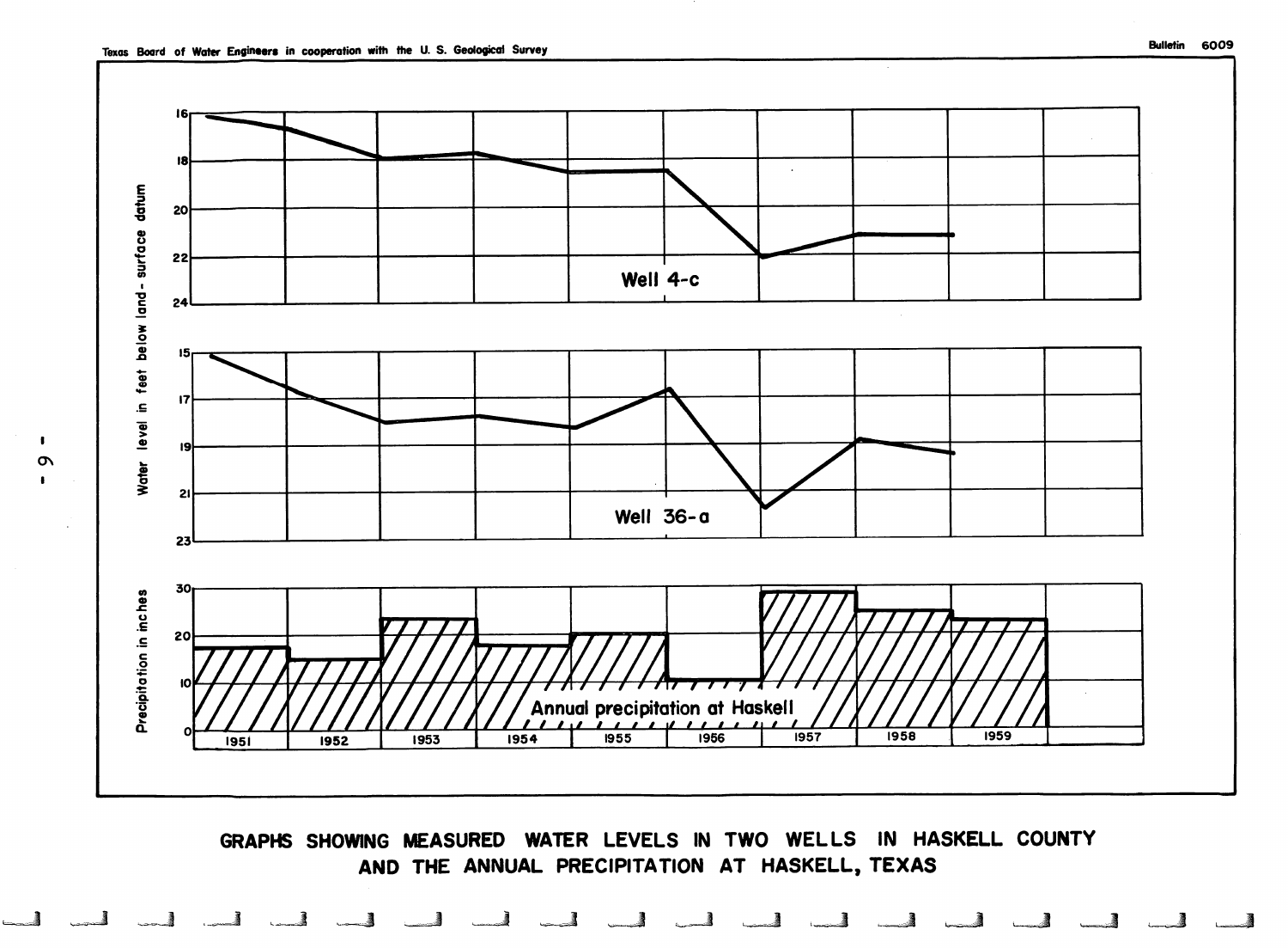**GRAPHS SHOWING MEASURED WATER LEVELS IN TWO WELLS IN HASKELL COUNTY AND THE ANNUAL PRECIPITATION AT HASKELL, TEXAS**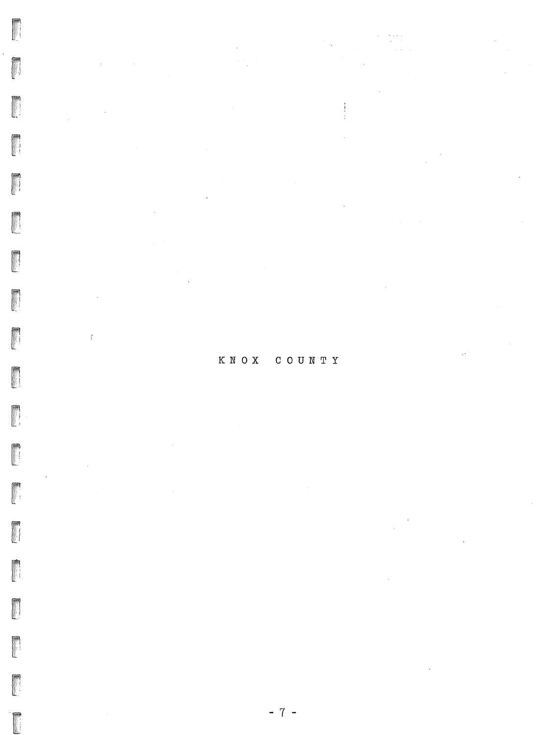# KNOX COUNTY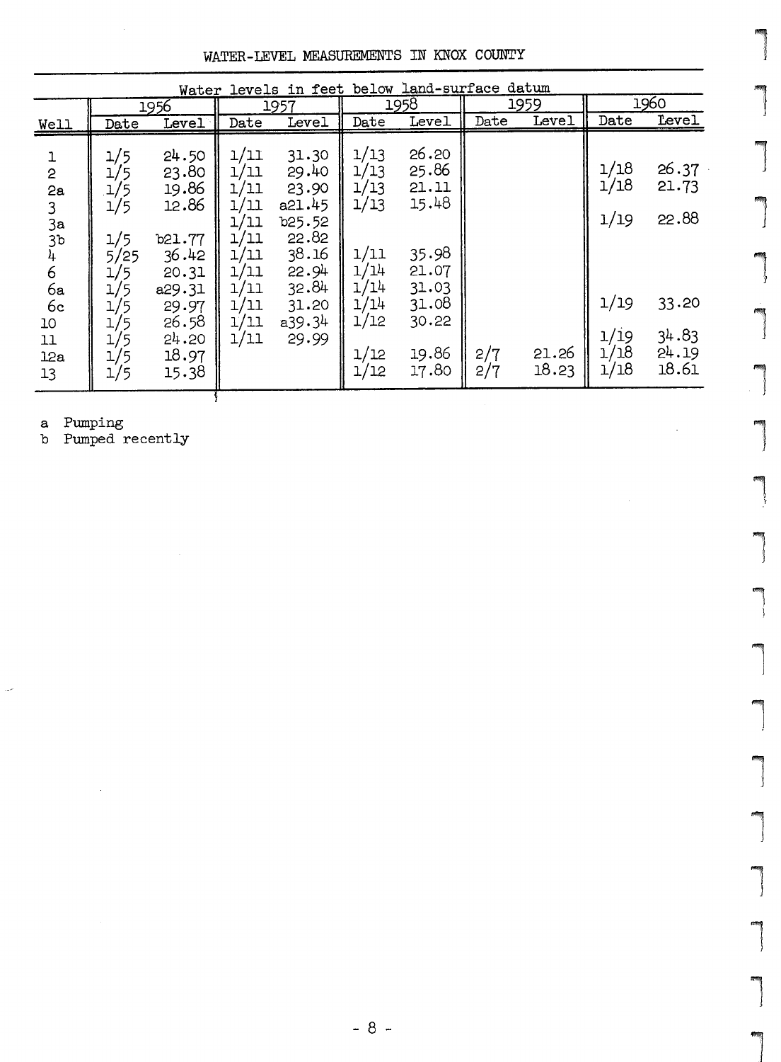WATER-LEVEL MEASUREMENTS IN KNOX COUNTY

| Well | Water levels in feet below land-surface datum | | | | | | | | | |
|---|---|---|---|---|---|---|---|---|---|---|
| | 1956 | | 1957 | | 1958 | | 1959 | | 1960 | |
| | Date | Level | Date | Level | Date | Level | Date | Level | Date | Level |
| 1 | 1/5 | 24.50 | 1/11 | 31.30 | 1/13 | 26.20 | | | | |
| 2 | 1/5 | 23.80 | 1/11 | 29.40 | 1/13 | 25.86 | | | 1/18 | 26.37 |
| 2a | 1/5 | 19.86 | 1/11 | 23.90 | 1/13 | 21.11 | | | 1/18 | 21.73 |
| 3 | 1/5 | 12.86 | 1/11 | a21.45 | 1/13 | 15.48 | | | | |
| 3a | | | 1/11 | b25.52 | | | | | 1/19 | 22.88 |
| 3b | 1/5 | b21.77 | 1/11 | 22.82 | | | | | | |
| 4 | 5/25 | 36.42 | 1/11 | 38.16 | 1/11 | 35.98 | | | | |
| 6 | 1/5 | 20.31 | 1/11 | 22.94 | 1/14 | 21.07 | | | | |
| 6a | 1/5 | a29.31 | 1/11 | 32.84 | 1/14 | 31.03 | | | | |
| 6c | 1/5 | 29.97 | 1/11 | 31.20 | 1/14 | 31.08 | | | 1/19 | 33.20 |
| 10 | 1/5 | 26.58 | 1/11 | a39.34 | 1/12 | 30.22 | | | | |
| 11 | 1/5 | 24.20 | 1/11 | 29.99 | | | | | 1/19 | 34.83 |
| 12a | 1/5 | 18.97 | | | 1/12 | 19.86 | 2/7 | 21.26 | 1/18 | 24.19 |
| 13 | 1/5 | 15.38 | | | 1/12 | 17.80 | 2/7 | 18.23 | 1/18 | 18.61 |

a Pumping
b Pumped recently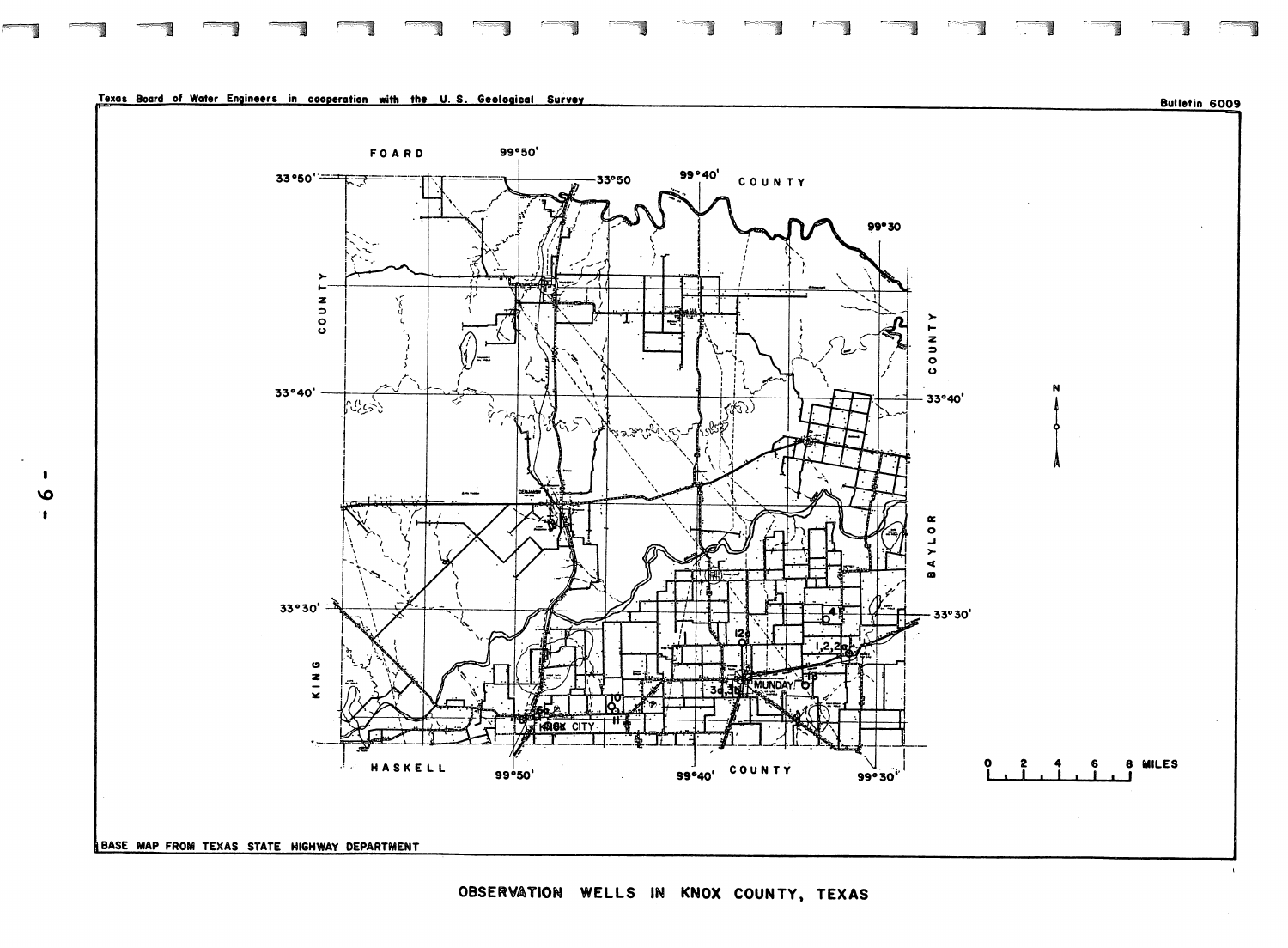Texas Board of Water Engineers in cooperation with the U. S. Geological Survey

Bulletin 6009

FOARD COUNTY

KING COUNTY

BAYLOR COUNTY

HASKELL COUNTY

33°50' 33°40' 33°30'

99°50' 99°40' 99°30'

MUNDAY KNOX CITY

1,2,2a 3a,3b 4 10 11 12a 13

0 2 4 6 8 MILES

N

BASE MAP FROM TEXAS STATE HIGHWAY DEPARTMENT

OBSERVATION WELLS IN KNOX COUNTY, TEXAS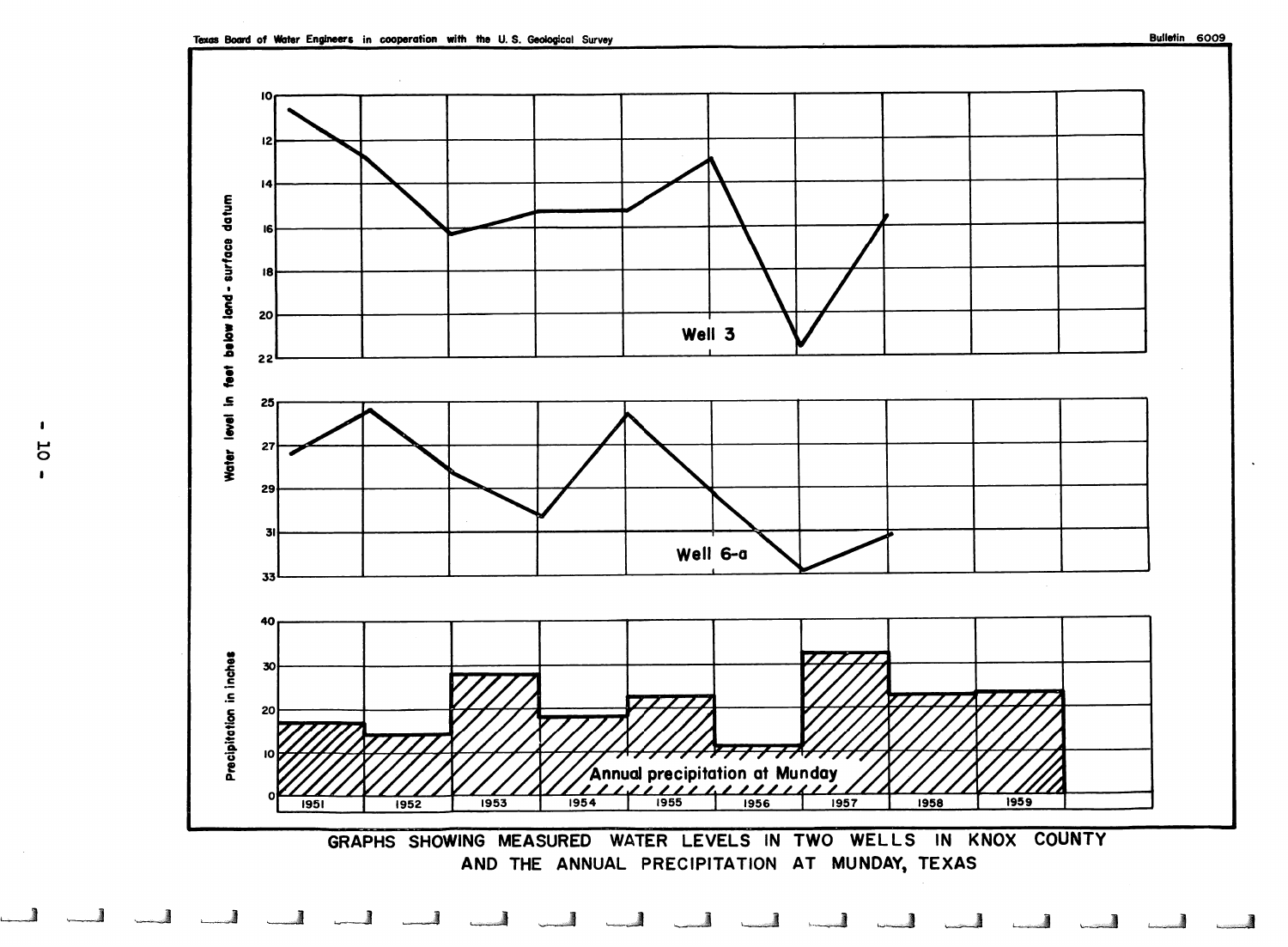Water level in feet below land - surface datum

10
12
14
16
18
20
22

Well 3

25
27
29
31
33

Well 6-a

Precipitation in inches

40
30
20
10
0

Annual precipitation at Munday

1951
1952
1953
1954
1955
1956
1957
1958
1959

GRAPHS SHOWING MEASURED WATER LEVELS IN TWO WELLS IN KNOX COUNTY AND THE ANNUAL PRECIPITATION AT MUNDAY, TEXAS